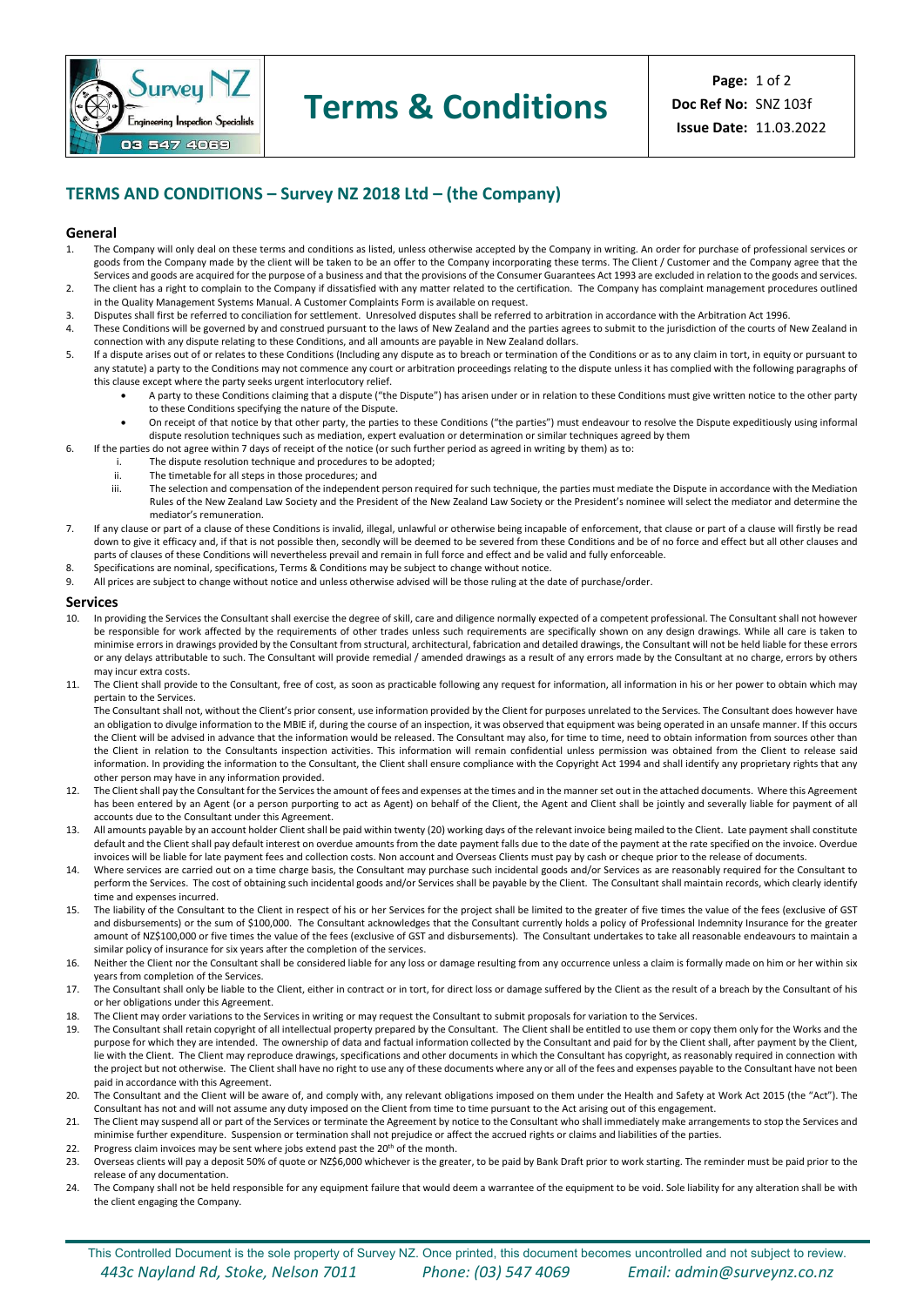# Terms & Conditions

**Doc Ref No:** SNZ 103f
**Issue Date:** 11.03.2022

## TERMS AND CONDITIONS – Survey NZ 2018 Ltd – (the Company)

### General

1. The Company will only deal on these terms and conditions as listed, unless otherwise accepted by the Company in writing. An order for purchase of professional services or goods from the Company made by the client will be taken to be an offer to the Company incorporating these terms. The Client / Customer and the Company agree that the Services and goods are acquired for the purpose of a business and that the provisions of the Consumer Guarantees Act 1993 are excluded in relation to the goods and services.
2. The client has a right to complain to the Company if dissatisfied with any matter related to the certification. The Company has complaint management procedures outlined in the Quality Management Systems Manual. A Customer Complaints Form is available on request.
3. Disputes shall first be referred to conciliation for settlement. Unresolved disputes shall be referred to arbitration in accordance with the Arbitration Act 1996.
4. These Conditions will be governed by and construed pursuant to the laws of New Zealand and the parties agrees to submit to the jurisdiction of the courts of New Zealand in connection with any dispute relating to these Conditions, and all amounts are payable in New Zealand dollars.
5. If a dispute arises out of or relates to these Conditions (Including any dispute as to breach or termination of the Conditions or as to any claim in tort, in equity or pursuant to any statute) a party to the Conditions may not commence any court or arbitration proceedings relating to the dispute unless it has complied with the following paragraphs of this clause except where the party seeks urgent interlocutory relief.
   - A party to these Conditions claiming that a dispute ("the Dispute") has arisen under or in relation to these Conditions must give written notice to the other party to these Conditions specifying the nature of the Dispute.
   - On receipt of that notice by that other party, the parties to these Conditions ("the parties") must endeavour to resolve the Dispute expeditiously using informal dispute resolution techniques such as mediation, expert evaluation or determination or similar techniques agreed by them
6. If the parties do not agree within 7 days of receipt of the notice (or such further period as agreed in writing by them) as to:
   i. The dispute resolution technique and procedures to be adopted;
   ii. The timetable for all steps in those procedures; and
   iii. The selection and compensation of the independent person required for such technique, the parties must mediate the Dispute in accordance with the Mediation Rules of the New Zealand Law Society and the President of the New Zealand Law Society or the President's nominee will select the mediator and determine the mediator's remuneration.
7. If any clause or part of a clause of these Conditions is invalid, illegal, unlawful or otherwise being incapable of enforcement, that clause or part of a clause will firstly be read down to give it efficacy and, if that is not possible then, secondly will be deemed to be severed from these Conditions and be of no force and effect but all other clauses and parts of clauses of these Conditions will nevertheless prevail and remain in full force and effect and be valid and fully enforceable.
8. Specifications are nominal, specifications, Terms & Conditions may be subject to change without notice.
9. All prices are subject to change without notice and unless otherwise advised will be those ruling at the date of purchase/order.

### Services

10. In providing the Services the Consultant shall exercise the degree of skill, care and diligence normally expected of a competent professional. The Consultant shall not however be responsible for work affected by the requirements of other trades unless such requirements are specifically shown on any design drawings. While all care is taken to minimise errors in drawings provided by the Consultant from structural, architectural, fabrication and detailed drawings, the Consultant will not be held liable for these errors or any delays attributable to such. The Consultant will provide remedial / amended drawings as a result of any errors made by the Consultant at no charge, errors by others may incur extra costs.
11. The Client shall provide to the Consultant, free of cost, as soon as practicable following any request for information, all information in his or her power to obtain which may pertain to the Services.
    The Consultant shall not, without the Client's prior consent, use information provided by the Client for purposes unrelated to the Services. The Consultant does however have an obligation to divulge information to the MBIE if, during the course of an inspection, it was observed that equipment was being operated in an unsafe manner. If this occurs the Client will be advised in advance that the information would be released. The Consultant may also, for time to time, need to obtain information from sources other than the Client in relation to the Consultants inspection activities. This information will remain confidential unless permission was obtained from the Client to release said information. In providing the information to the Consultant, the Client shall ensure compliance with the Copyright Act 1994 and shall identify any proprietary rights that any other person may have in any information provided.
12. The Client shall pay the Consultant for the Services the amount of fees and expenses at the times and in the manner set out in the attached documents. Where this Agreement has been entered by an Agent (or a person purporting to act as Agent) on behalf of the Client, the Agent and Client shall be jointly and severally liable for payment of all accounts due to the Consultant under this Agreement.
13. All amounts payable by an account holder Client shall be paid within twenty (20) working days of the relevant invoice being mailed to the Client. Late payment shall constitute default and the Client shall pay default interest on overdue amounts from the date payment falls due to the date of the payment at the rate specified on the invoice. Overdue invoices will be liable for late payment fees and collection costs. Non account and Overseas Clients must pay by cash or cheque prior to the release of documents.
14. Where services are carried out on a time charge basis, the Consultant may purchase such incidental goods and/or Services as are reasonably required for the Consultant to perform the Services. The cost of obtaining such incidental goods and/or Services shall be payable by the Client. The Consultant shall maintain records, which clearly identify time and expenses incurred.
15. The liability of the Consultant to the Client in respect of his or her Services for the project shall be limited to the greater of five times the value of the fees (exclusive of GST and disbursements) or the sum of $100,000. The Consultant acknowledges that the Consultant currently holds a policy of Professional Indemnity Insurance for the greater amount of NZ$100,000 or five times the value of the fees (exclusive of GST and disbursements). The Consultant undertakes to take all reasonable endeavours to maintain a similar policy of insurance for six years after the completion of the services.
16. Neither the Client nor the Consultant shall be considered liable for any loss or damage resulting from any occurrence unless a claim is formally made on him or her within six years from completion of the Services.
17. The Consultant shall only be liable to the Client, either in contract or in tort, for direct loss or damage suffered by the Client as the result of a breach by the Consultant of his or her obligations under this Agreement.
18. The Client may order variations to the Services in writing or may request the Consultant to submit proposals for variation to the Services.
19. The Consultant shall retain copyright of all intellectual property prepared by the Consultant. The Client shall be entitled to use them or copy them only for the Works and the purpose for which they are intended. The ownership of data and factual information collected by the Consultant and paid for by the Client shall, after payment by the Client, lie with the Client. The Client may reproduce drawings, specifications and other documents in which the Consultant has copyright, as reasonably required in connection with the project but not otherwise. The Client shall have no right to use any of these documents where any or all of the fees and expenses payable to the Consultant have not been paid in accordance with this Agreement.
20. The Consultant and the Client will be aware of, and comply with, any relevant obligations imposed on them under the Health and Safety at Work Act 2015 (the "Act"). The Consultant has not and will not assume any duty imposed on the Client from time to time pursuant to the Act arising out of this engagement.
21. The Client may suspend all or part of the Services or terminate the Agreement by notice to the Consultant who shall immediately make arrangements to stop the Services and minimise further expenditure. Suspension or termination shall not prejudice or affect the accrued rights or claims and liabilities of the parties.
22. Progress claim invoices may be sent where jobs extend past the 20th of the month.
23. Overseas clients will pay a deposit 50% of quote or NZ$6,000 whichever is the greater, to be paid by Bank Draft prior to work starting. The reminder must be paid prior to the release of any documentation.
24. The Company shall not be held responsible for any equipment failure that would deem a warrantee of the equipment to be void. Sole liability for any alteration shall be with the client engaging the Company.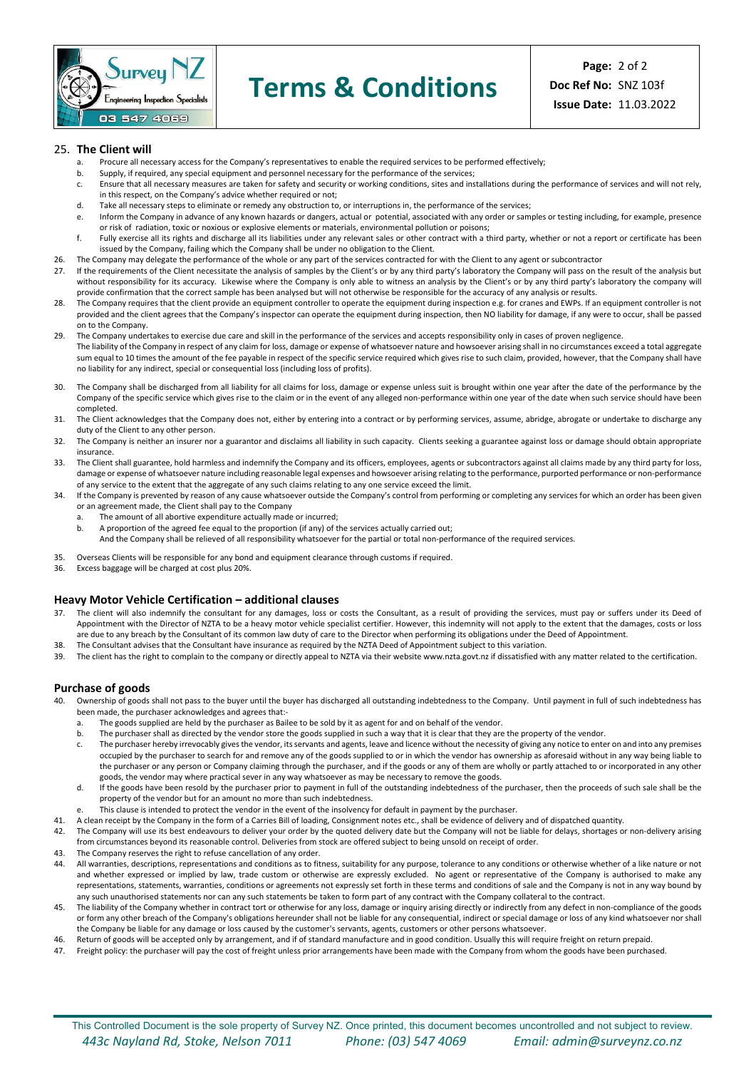## 25. The Client will

a. Procure all necessary access for the Company's representatives to enable the required services to be performed effectively;
b. Supply, if required, any special equipment and personnel necessary for the performance of the services;
c. Ensure that all necessary measures are taken for safety and security or working conditions, sites and installations during the performance of services and will not rely, in this respect, on the Company's advice whether required or not;
d. Take all necessary steps to eliminate or remedy any obstruction to, or interruptions in, the performance of the services;
e. Inform the Company in advance of any known hazards or dangers, actual or potential, associated with any order or samples or testing including, for example, presence or risk of radiation, toxic or noxious or explosive elements or materials, environmental pollution or poisons;
f. Fully exercise all its rights and discharge all its liabilities under any relevant sales or other contract with a third party, whether or not a report or certificate has been issued by the Company, failing which the Company shall be under no obligation to the Client.

26. The Company may delegate the performance of the whole or any part of the services contracted for with the Client to any agent or subcontractor
27. If the requirements of the Client necessitate the analysis of samples by the Client's or by any third party's laboratory the Company will pass on the result of the analysis but without responsibility for its accuracy. Likewise where the Company is only able to witness an analysis by the Client's or by any third party's laboratory the company will provide confirmation that the correct sample has been analysed but will not otherwise be responsible for the accuracy of any analysis or results.
28. The Company requires that the client provide an equipment controller to operate the equipment during inspection e.g. for cranes and EWPs. If an equipment controller is not provided and the client agrees that the Company's inspector can operate the equipment during inspection, then NO liability for damage, if any were to occur, shall be passed on to the Company.
29. The Company undertakes to exercise due care and skill in the performance of the services and accepts responsibility only in cases of proven negligence.
The liability of the Company in respect of any claim for loss, damage or expense of whatsoever nature and howsoever arising shall in no circumstances exceed a total aggregate sum equal to 10 times the amount of the fee payable in respect of the specific service required which gives rise to such claim, provided, however, that the Company shall have no liability for any indirect, special or consequential loss (including loss of profits).
30. The Company shall be discharged from all liability for all claims for loss, damage or expense unless suit is brought within one year after the date of the performance by the Company of the specific service which gives rise to the claim or in the event of any alleged non-performance within one year of the date when such service should have been completed.
31. The Client acknowledges that the Company does not, either by entering into a contract or by performing services, assume, abridge, abrogate or undertake to discharge any duty of the Client to any other person.
32. The Company is neither an insurer nor a guarantor and disclaims all liability in such capacity. Clients seeking a guarantee against loss or damage should obtain appropriate insurance.
33. The Client shall guarantee, hold harmless and indemnify the Company and its officers, employees, agents or subcontractors against all claims made by any third party for loss, damage or expense of whatsoever nature including reasonable legal expenses and howsoever arising relating to the performance, purported performance or non-performance of any service to the extent that the aggregate of any such claims relating to any one service exceed the limit.
34. If the Company is prevented by reason of any cause whatsoever outside the Company's control from performing or completing any services for which an order has been given or an agreement made, the Client shall pay to the Company
    a. The amount of all abortive expenditure actually made or incurred;
    b. A proportion of the agreed fee equal to the proportion (if any) of the services actually carried out;
    And the Company shall be relieved of all responsibility whatsoever for the partial or total non-performance of the required services.
35. Overseas Clients will be responsible for any bond and equipment clearance through customs if required.
36. Excess baggage will be charged at cost plus 20%.

## Heavy Motor Vehicle Certification – additional clauses

37. The client will also indemnify the consultant for any damages, loss or costs the Consultant, as a result of providing the services, must pay or suffers under its Deed of Appointment with the Director of NZTA to be a heavy motor vehicle specialist certifier. However, this indemnity will not apply to the extent that the damages, costs or loss are due to any breach by the Consultant of its common law duty of care to the Director when performing its obligations under the Deed of Appointment.
38. The Consultant advises that the Consultant have insurance as required by the NZTA Deed of Appointment subject to this variation.
39. The client has the right to complain to the company or directly appeal to NZTA via their website www.nzta.govt.nz if dissatisfied with any matter related to the certification.

## Purchase of goods

40. Ownership of goods shall not pass to the buyer until the buyer has discharged all outstanding indebtedness to the Company. Until payment in full of such indebtedness has been made, the purchaser acknowledges and agrees that:-
    a. The goods supplied are held by the purchaser as Bailee to be sold by it as agent for and on behalf of the vendor.
    b. The purchaser shall as directed by the vendor store the goods supplied in such a way that it is clear that they are the property of the vendor.
    c. The purchaser hereby irrevocably gives the vendor, its servants and agents, leave and licence without the necessity of giving any notice to enter on and into any premises occupied by the purchaser to search for and remove any of the goods supplied to or in which the vendor has ownership as aforesaid without in any way being liable to the purchaser or any person or Company claiming through the purchaser, and if the goods or any of them are wholly or partly attached to or incorporated in any other goods, the vendor may where practical sever in any way whatsoever as may be necessary to remove the goods.
    d. If the goods have been resold by the purchaser prior to payment in full of the outstanding indebtedness of the purchaser, then the proceeds of such sale shall be the property of the vendor but for an amount no more than such indebtedness.
    e. This clause is intended to protect the vendor in the event of the insolvency for default in payment by the purchaser.
41. A clean receipt by the Company in the form of a Carries Bill of loading, Consignment notes etc., shall be evidence of delivery and of dispatched quantity.
42. The Company will use its best endeavours to deliver your order by the quoted delivery date but the Company will not be liable for delays, shortages or non-delivery arising from circumstances beyond its reasonable control. Deliveries from stock are offered subject to being unsold on receipt of order.
43. The Company reserves the right to refuse cancellation of any order.
44. All warranties, descriptions, representations and conditions as to fitness, suitability for any purpose, tolerance to any conditions or otherwise whether of a like nature or not and whether expressed or implied by law, trade custom or otherwise are expressly excluded. No agent or representative of the Company is authorised to make any representations, statements, warranties, conditions or agreements not expressly set forth in these terms and conditions of sale and the Company is not in any way bound by any such unauthorised statements nor can any such statements be taken to form part of any contract with the Company collateral to the contract.
45. The liability of the Company whether in contract tort or otherwise for any loss, damage or inquiry arising directly or indirectly from any defect in non-compliance of the goods or form any other breach of the Company's obligations hereunder shall not be liable for any consequential, indirect or special damage or loss of any kind whatsoever nor shall the Company be liable for any damage or loss caused by the customer's servants, agents, customers or other persons whatsoever.
46. Return of goods will be accepted only by arrangement, and if of standard manufacture and in good condition. Usually this will require freight on return prepaid.
47. Freight policy: the purchaser will pay the cost of freight unless prior arrangements have been made with the Company from whom the goods have been purchased.